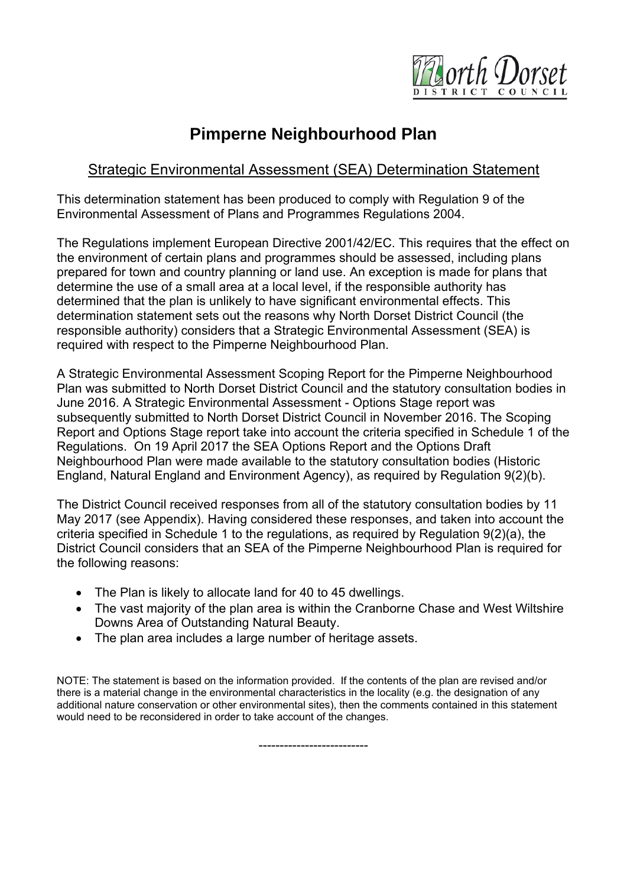North Dorset District Council

# Pimperne Neighbourhood Plan

## Strategic Environmental Assessment (SEA) Determination Statement

This determination statement has been produced to comply with Regulation 9 of the Environmental Assessment of Plans and Programmes Regulations 2004.

The Regulations implement European Directive 2001/42/EC. This requires that the effect on the environment of certain plans and programmes should be assessed, including plans prepared for town and country planning or land use. An exception is made for plans that determine the use of a small area at a local level, if the responsible authority has determined that the plan is unlikely to have significant environmental effects. This determination statement sets out the reasons why North Dorset District Council (the responsible authority) considers that a Strategic Environmental Assessment (SEA) is required with respect to the Pimperne Neighbourhood Plan.

A Strategic Environmental Assessment Scoping Report for the Pimperne Neighbourhood Plan was submitted to North Dorset District Council and the statutory consultation bodies in June 2016. A Strategic Environmental Assessment - Options Stage report was subsequently submitted to North Dorset District Council in November 2016. The Scoping Report and Options Stage report take into account the criteria specified in Schedule 1 of the Regulations. On 19 April 2017 the SEA Options Report and the Options Draft Neighbourhood Plan were made available to the statutory consultation bodies (Historic England, Natural England and Environment Agency), as required by Regulation 9(2)(b).

The District Council received responses from all of the statutory consultation bodies by 11 May 2017 (see Appendix). Having considered these responses, and taken into account the criteria specified in Schedule 1 to the regulations, as required by Regulation 9(2)(a), the District Council considers that an SEA of the Pimperne Neighbourhood Plan is required for the following reasons:

- The Plan is likely to allocate land for 40 to 45 dwellings.
- The vast majority of the plan area is within the Cranborne Chase and West Wiltshire Downs Area of Outstanding Natural Beauty.
- The plan area includes a large number of heritage assets.

NOTE: The statement is based on the information provided. If the contents of the plan are revised and/or there is a material change in the environmental characteristics in the locality (e.g. the designation of any additional nature conservation or other environmental sites), then the comments contained in this statement would need to be reconsidered in order to take account of the changes.

--------------------------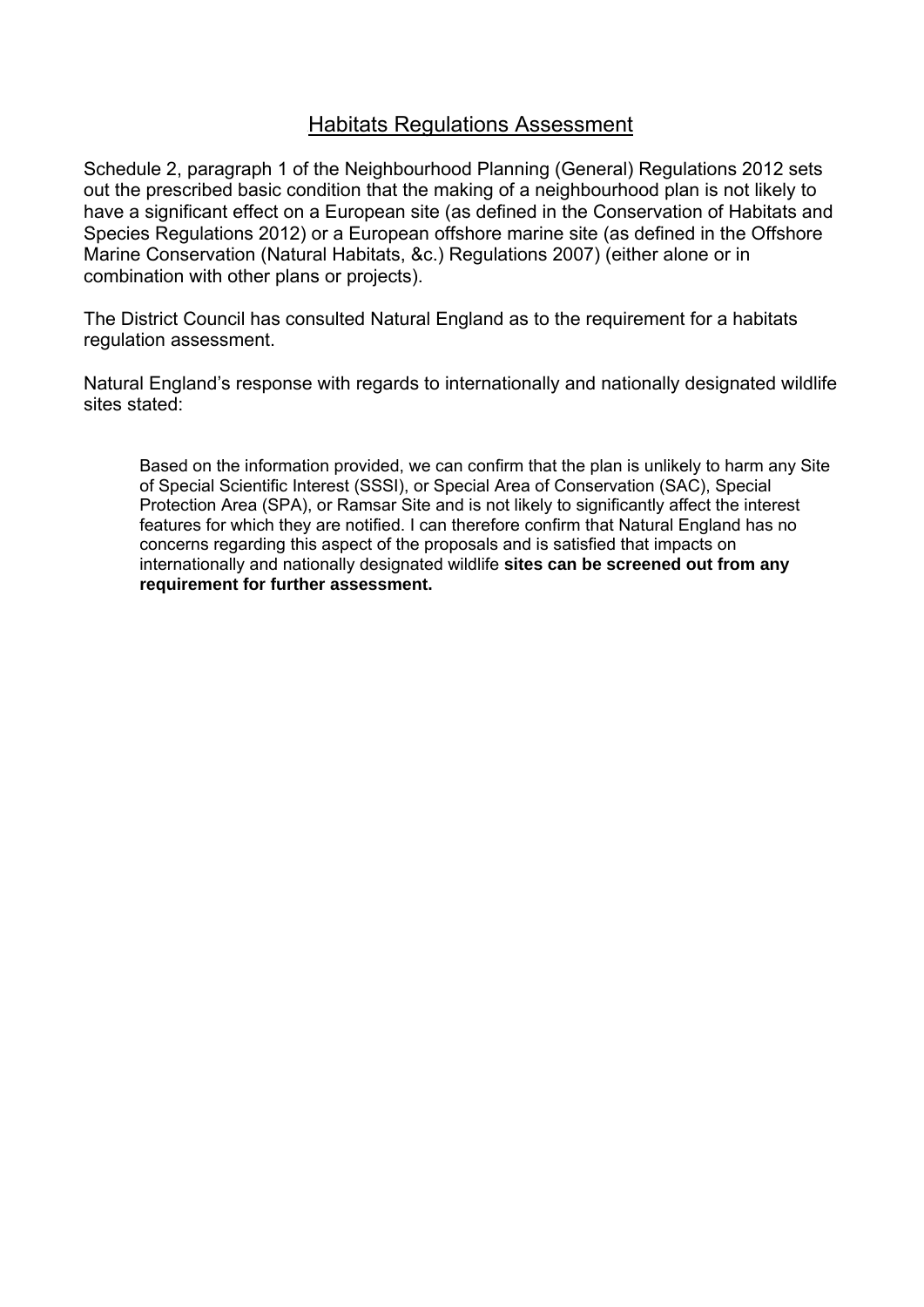## Habitats Regulations Assessment

Schedule 2, paragraph 1 of the Neighbourhood Planning (General) Regulations 2012 sets out the prescribed basic condition that the making of a neighbourhood plan is not likely to have a significant effect on a European site (as defined in the Conservation of Habitats and Species Regulations 2012) or a European offshore marine site (as defined in the Offshore Marine Conservation (Natural Habitats, &c.) Regulations 2007) (either alone or in combination with other plans or projects).

The District Council has consulted Natural England as to the requirement for a habitats regulation assessment.

Natural England's response with regards to internationally and nationally designated wildlife sites stated:

> Based on the information provided, we can confirm that the plan is unlikely to harm any Site of Special Scientific Interest (SSSI), or Special Area of Conservation (SAC), Special Protection Area (SPA), or Ramsar Site and is not likely to significantly affect the interest features for which they are notified. I can therefore confirm that Natural England has no concerns regarding this aspect of the proposals and is satisfied that impacts on internationally and nationally designated wildlife **sites can be screened out from any requirement for further assessment.**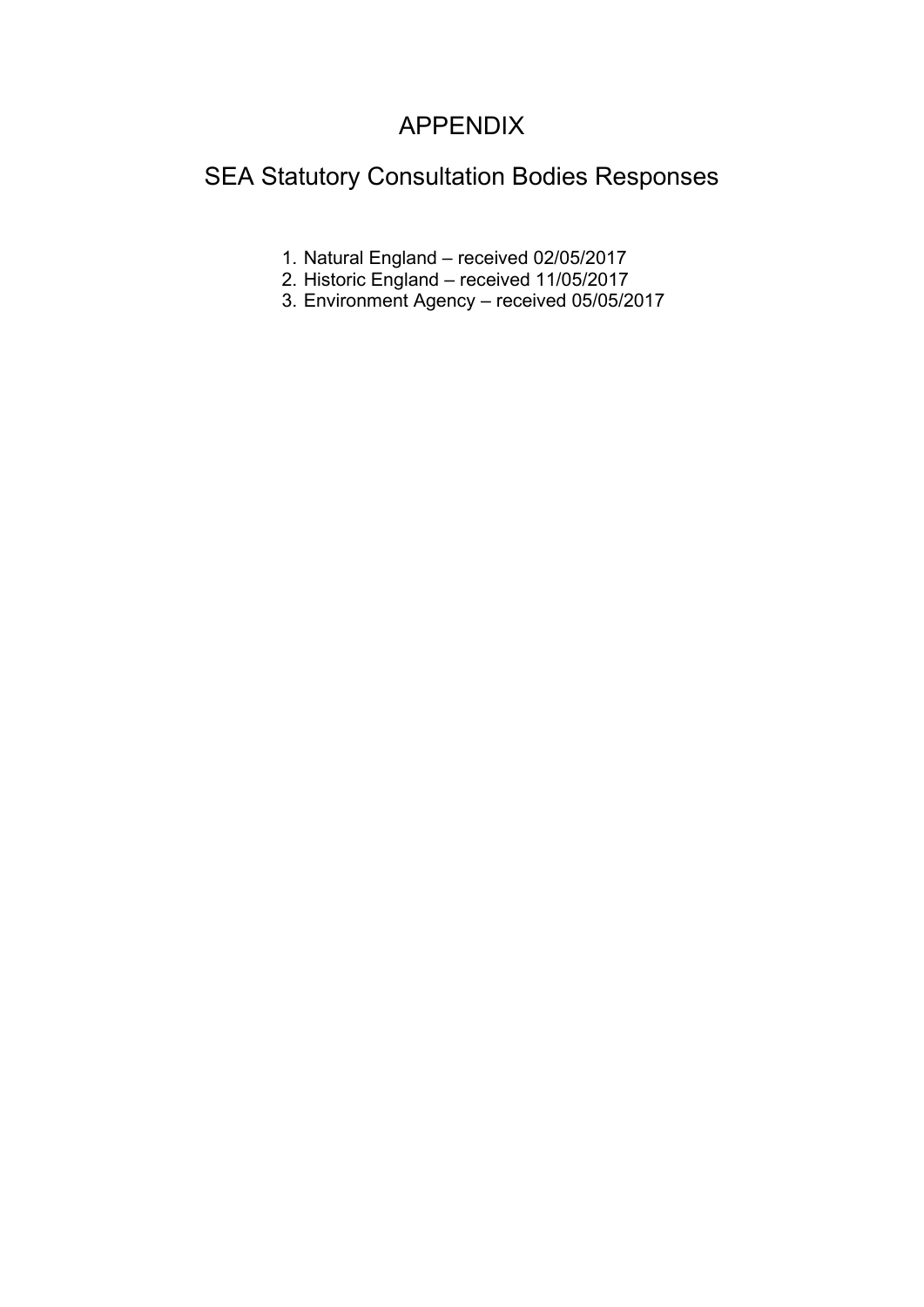# APPENDIX

## SEA Statutory Consultation Bodies Responses

1. Natural England – received 02/05/2017
2. Historic England – received 11/05/2017
3. Environment Agency – received 05/05/2017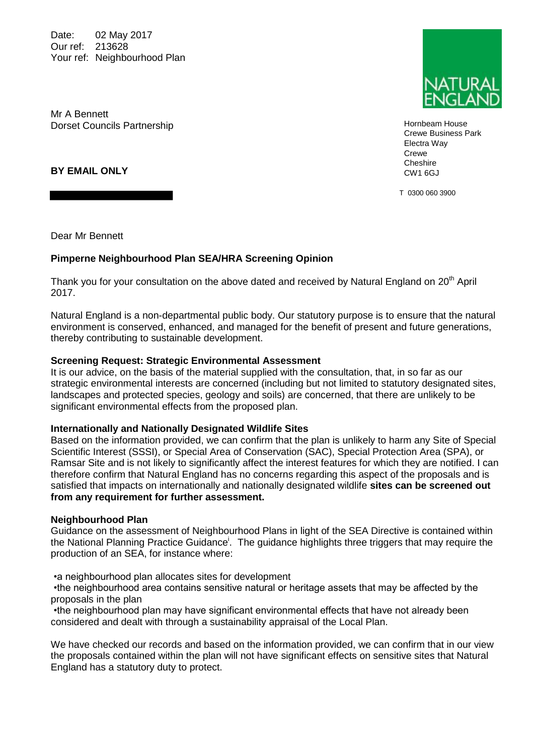Date: 02 May 2017
Our ref: 213628
Your ref: Neighbourhood Plan

Mr A Bennett
Dorset Councils Partnership

**BY EMAIL ONLY**

NATURAL ENGLAND

Hornbeam House
Crewe Business Park
Electra Way
Crewe
Cheshire
CW1 6GJ

T 0300 060 3900

Dear Mr Bennett

**Pimperne Neighbourhood Plan SEA/HRA Screening Opinion**

Thank you for your consultation on the above dated and received by Natural England on 20th April 2017.

Natural England is a non-departmental public body. Our statutory purpose is to ensure that the natural environment is conserved, enhanced, and managed for the benefit of present and future generations, thereby contributing to sustainable development.

**Screening Request: Strategic Environmental Assessment**

It is our advice, on the basis of the material supplied with the consultation, that, in so far as our strategic environmental interests are concerned (including but not limited to statutory designated sites, landscapes and protected species, geology and soils) are concerned, that there are unlikely to be significant environmental effects from the proposed plan.

**Internationally and Nationally Designated Wildlife Sites**

Based on the information provided, we can confirm that the plan is unlikely to harm any Site of Special Scientific Interest (SSSI), or Special Area of Conservation (SAC), Special Protection Area (SPA), or Ramsar Site and is not likely to significantly affect the interest features for which they are notified. I can therefore confirm that Natural England has no concerns regarding this aspect of the proposals and is satisfied that impacts on internationally and nationally designated wildlife **sites can be screened out from any requirement for further assessment.**

**Neighbourhood Plan**

Guidance on the assessment of Neighbourhood Plans in light of the SEA Directive is contained within the National Planning Practice Guidance[i]. The guidance highlights three triggers that may require the production of an SEA, for instance where:

- a neighbourhood plan allocates sites for development
- the neighbourhood area contains sensitive natural or heritage assets that may be affected by the proposals in the plan
- the neighbourhood plan may have significant environmental effects that have not already been considered and dealt with through a sustainability appraisal of the Local Plan.

We have checked our records and based on the information provided, we can confirm that in our view the proposals contained within the plan will not have significant effects on sensitive sites that Natural England has a statutory duty to protect.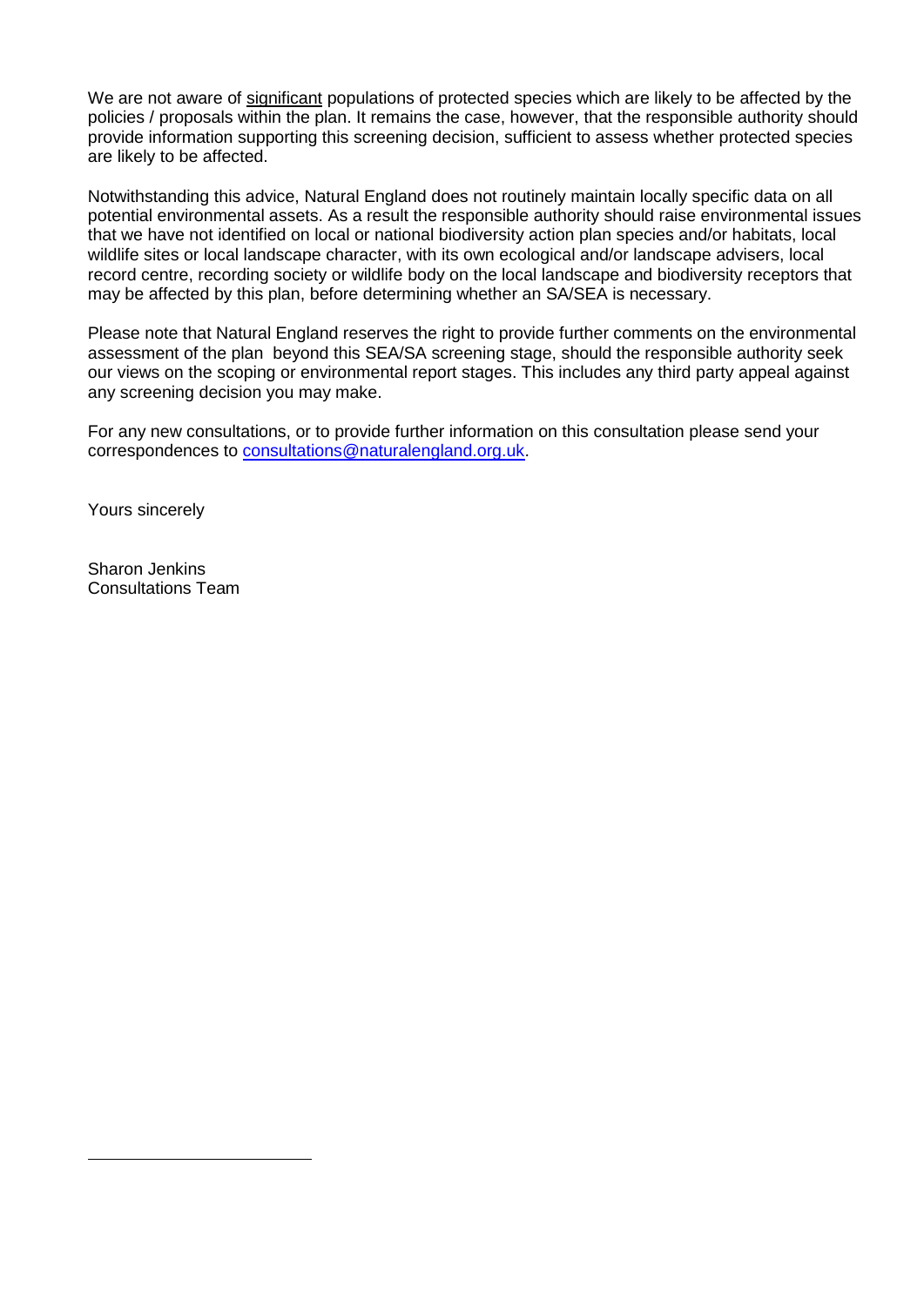We are not aware of significant populations of protected species which are likely to be affected by the policies / proposals within the plan. It remains the case, however, that the responsible authority should provide information supporting this screening decision, sufficient to assess whether protected species are likely to be affected.

Notwithstanding this advice, Natural England does not routinely maintain locally specific data on all potential environmental assets. As a result the responsible authority should raise environmental issues that we have not identified on local or national biodiversity action plan species and/or habitats, local wildlife sites or local landscape character, with its own ecological and/or landscape advisers, local record centre, recording society or wildlife body on the local landscape and biodiversity receptors that may be affected by this plan, before determining whether an SA/SEA is necessary.

Please note that Natural England reserves the right to provide further comments on the environmental assessment of the plan beyond this SEA/SA screening stage, should the responsible authority seek our views on the scoping or environmental report stages. This includes any third party appeal against any screening decision you may make.

For any new consultations, or to provide further information on this consultation please send your correspondences to consultations@naturalengland.org.uk.

Yours sincerely

Sharon Jenkins
Consultations Team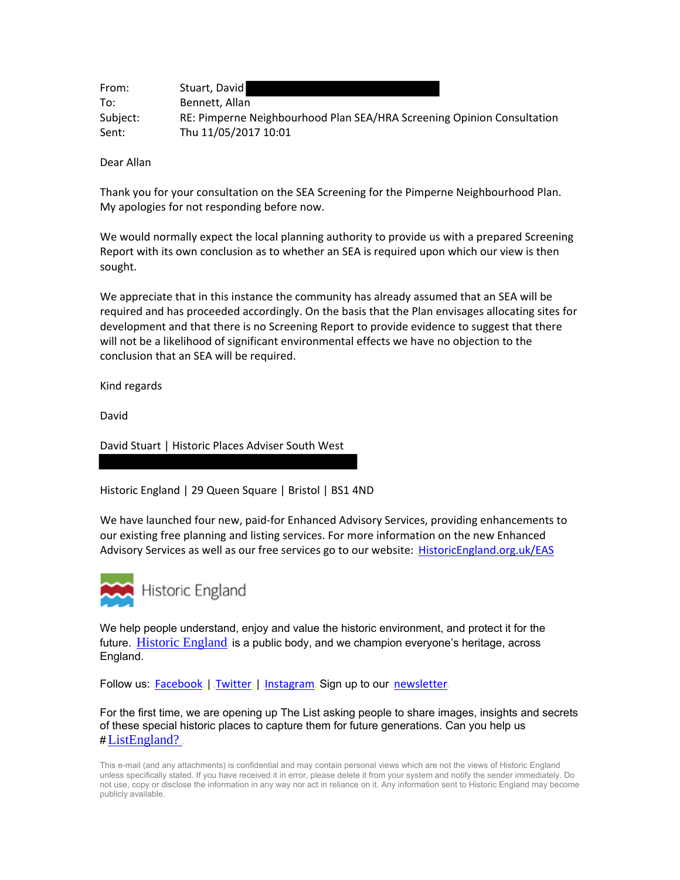From: Stuart, David
To: Bennett, Allan
Subject: RE: Pimperne Neighbourhood Plan SEA/HRA Screening Opinion Consultation
Sent: Thu 11/05/2017 10:01

Dear Allan

Thank you for your consultation on the SEA Screening for the Pimperne Neighbourhood Plan. My apologies for not responding before now.

We would normally expect the local planning authority to provide us with a prepared Screening Report with its own conclusion as to whether an SEA is required upon which our view is then sought.

We appreciate that in this instance the community has already assumed that an SEA will be required and has proceeded accordingly. On the basis that the Plan envisages allocating sites for development and that there is no Screening Report to provide evidence to suggest that there will not be a likelihood of significant environmental effects we have no objection to the conclusion that an SEA will be required.

Kind regards

David

David Stuart | Historic Places Adviser South West

Historic England | 29 Queen Square | Bristol | BS1 4ND

We have launched four new, paid-for Enhanced Advisory Services, providing enhancements to our existing free planning and listing services. For more information on the new Enhanced Advisory Services as well as our free services go to our website: [HistoricEngland.org.uk/EAS]()

Historic England

We help people understand, enjoy and value the historic environment, and protect it for the future. [Historic England]() is a public body, and we champion everyone's heritage, across England.

Follow us: [Facebook]() | [Twitter]() | [Instagram]() Sign up to our [newsletter]()

For the first time, we are opening up The List asking people to share images, insights and secrets of these special historic places to capture them for future generations. Can you help us #[ListEngland?]()

This e-mail (and any attachments) is confidential and may contain personal views which are not the views of Historic England unless specifically stated. If you have received it in error, please delete it from your system and notify the sender immediately. Do not use, copy or disclose the information in any way nor act in reliance on it. Any information sent to Historic England may become publicly available.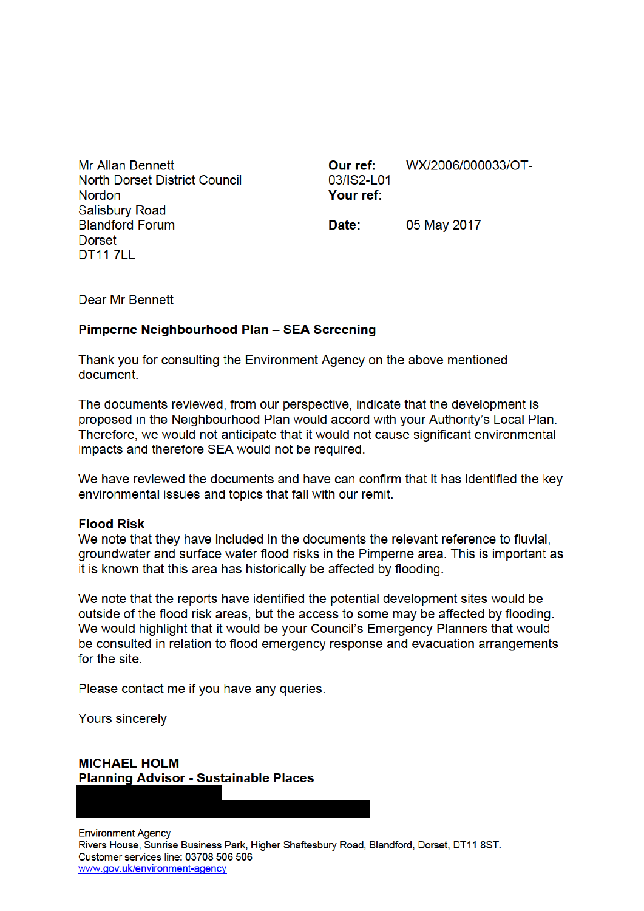Mr Allan Bennett
North Dorset District Council
Nordon
Salisbury Road
Blandford Forum
Dorset
DT11 7LL

**Our ref:** WX/2006/000033/OT-03/IS2-L01
**Your ref:**

**Date:** 05 May 2017

Dear Mr Bennett

**Pimperne Neighbourhood Plan – SEA Screening**

Thank you for consulting the Environment Agency on the above mentioned document.

The documents reviewed, from our perspective, indicate that the development is proposed in the Neighbourhood Plan would accord with your Authority's Local Plan. Therefore, we would not anticipate that it would not cause significant environmental impacts and therefore SEA would not be required.

We have reviewed the documents and have can confirm that it has identified the key environmental issues and topics that fall with our remit.

**Flood Risk**

We note that they have included in the documents the relevant reference to fluvial, groundwater and surface water flood risks in the Pimperne area. This is important as it is known that this area has historically be affected by flooding.

We note that the reports have identified the potential development sites would be outside of the flood risk areas, but the access to some may be affected by flooding. We would highlight that it would be your Council's Emergency Planners that would be consulted in relation to flood emergency response and evacuation arrangements for the site.

Please contact me if you have any queries.

Yours sincerely

**MICHAEL HOLM**
**Planning Advisor - Sustainable Places**

Environment Agency
Rivers House, Sunrise Business Park, Higher Shaftesbury Road, Blandford, Dorset, DT11 8ST.
Customer services line: 03708 506 506
www.gov.uk/environment-agency